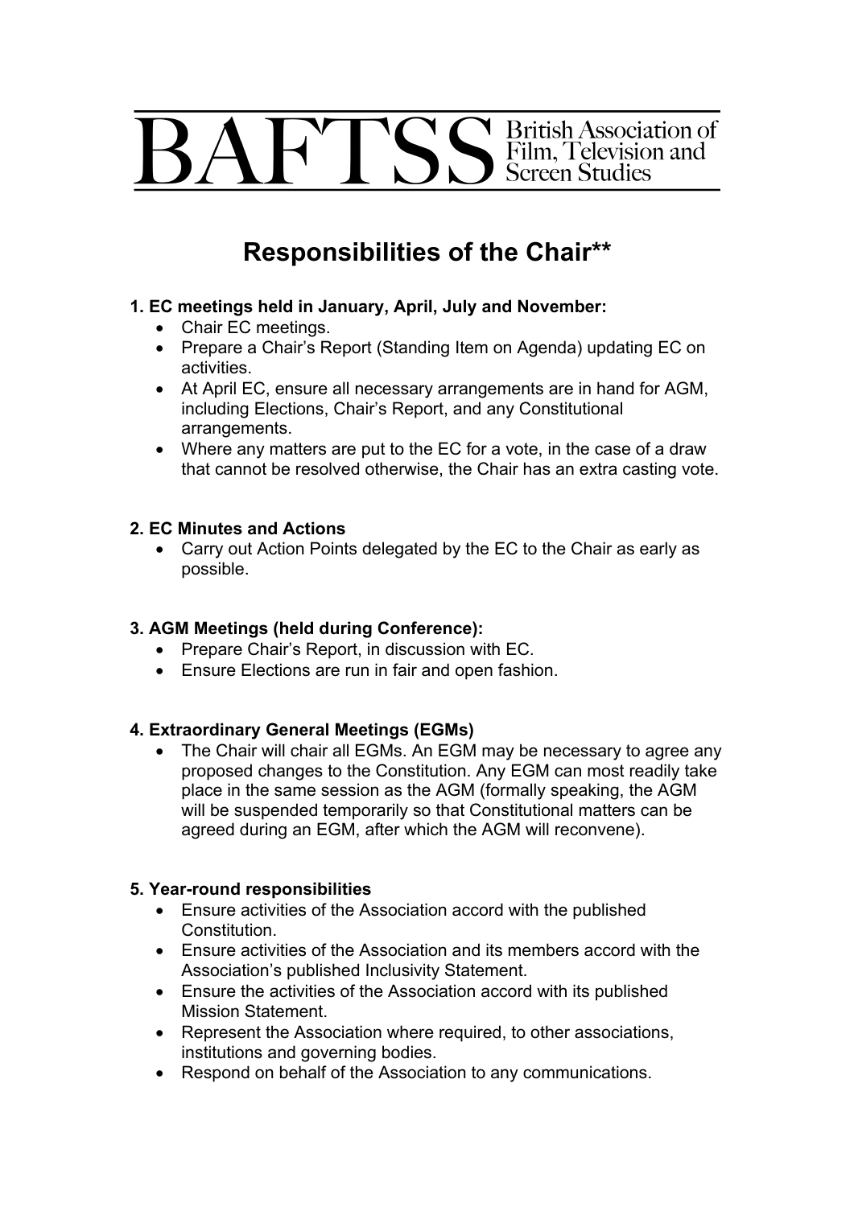BAFTSS British Association of Film, Television and Screen Studies

# Responsibilities of the Chair**

**1. EC meetings held in January, April, July and November:**

- Chair EC meetings.
- Prepare a Chair's Report (Standing Item on Agenda) updating EC on activities.
- At April EC, ensure all necessary arrangements are in hand for AGM, including Elections, Chair's Report, and any Constitutional arrangements.
- Where any matters are put to the EC for a vote, in the case of a draw that cannot be resolved otherwise, the Chair has an extra casting vote.

**2. EC Minutes and Actions**

- Carry out Action Points delegated by the EC to the Chair as early as possible.

**3. AGM Meetings (held during Conference):**

- Prepare Chair's Report, in discussion with EC.
- Ensure Elections are run in fair and open fashion.

**4. Extraordinary General Meetings (EGMs)**

- The Chair will chair all EGMs. An EGM may be necessary to agree any proposed changes to the Constitution. Any EGM can most readily take place in the same session as the AGM (formally speaking, the AGM will be suspended temporarily so that Constitutional matters can be agreed during an EGM, after which the AGM will reconvene).

**5. Year-round responsibilities**

- Ensure activities of the Association accord with the published Constitution.
- Ensure activities of the Association and its members accord with the Association's published Inclusivity Statement.
- Ensure the activities of the Association accord with its published Mission Statement.
- Represent the Association where required, to other associations, institutions and governing bodies.
- Respond on behalf of the Association to any communications.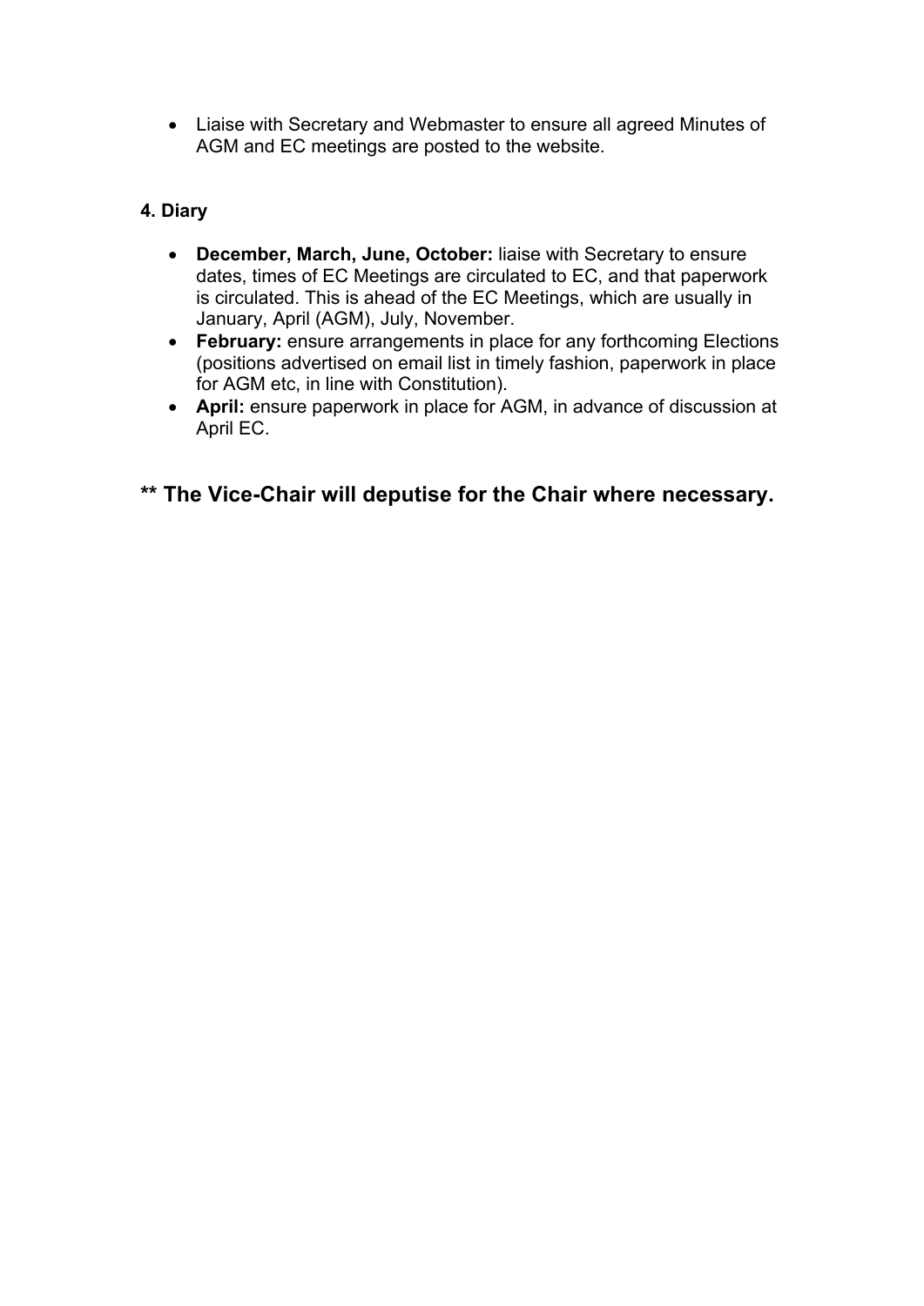- Liaise with Secretary and Webmaster to ensure all agreed Minutes of AGM and EC meetings are posted to the website.

#### 4. Diary

- **December, March, June, October:** liaise with Secretary to ensure dates, times of EC Meetings are circulated to EC, and that paperwork is circulated. This is ahead of the EC Meetings, which are usually in January, April (AGM), July, November.
- **February:** ensure arrangements in place for any forthcoming Elections (positions advertised on email list in timely fashion, paperwork in place for AGM etc, in line with Constitution).
- **April:** ensure paperwork in place for AGM, in advance of discussion at April EC.

### ** The Vice-Chair will deputise for the Chair where necessary.